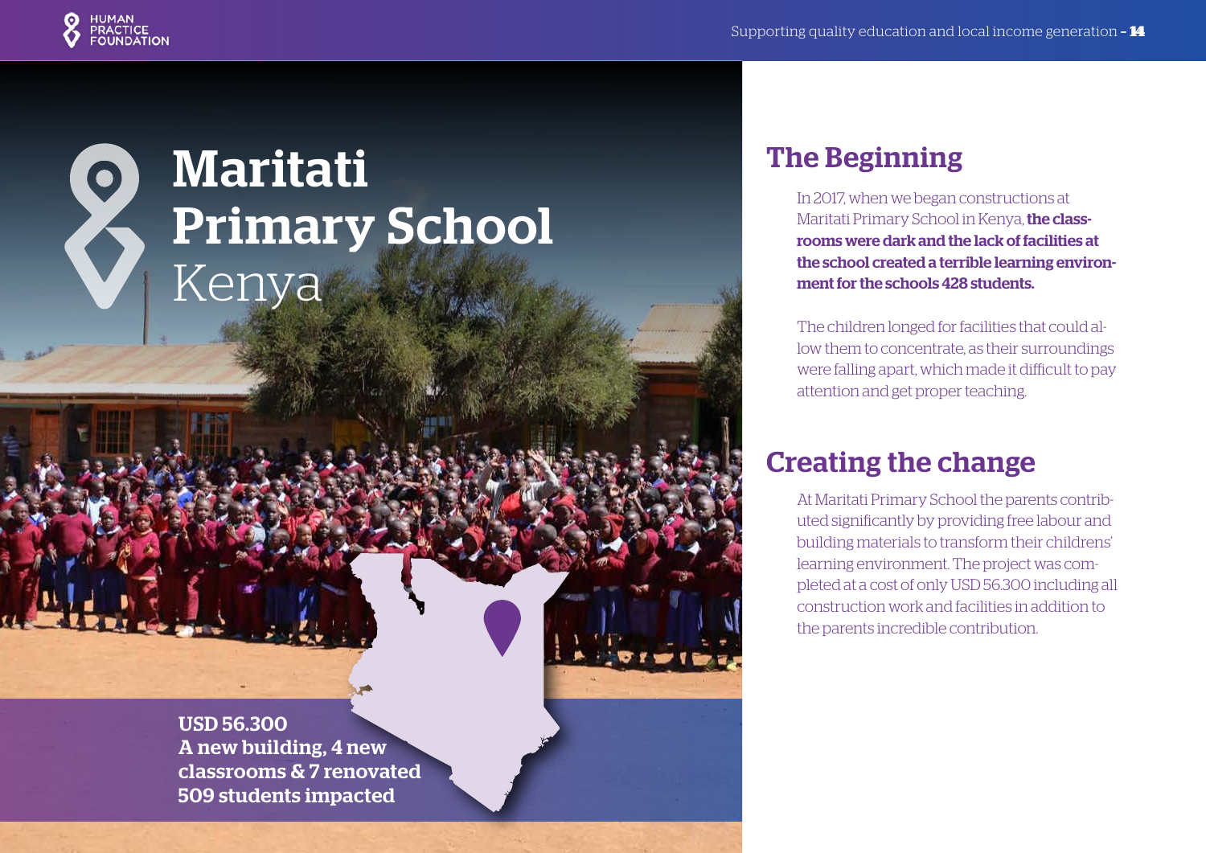# Maritati Primary School Kenya

**USD 56.300**
**A new building, 4 new classrooms & 7 renovated**
**509 students impacted**

## The Beginning

In 2017, when we began constructions at Maritati Primary School in Kenya, **the classrooms were dark and the lack of facilities at the school created a terrible learning environment for the schools 428 students.**

The children longed for facilities that could allow them to concentrate, as their surroundings were falling apart, which made it difficult to pay attention and get proper teaching.

## Creating the change

At Maritati Primary School the parents contributed significantly by providing free labour and building materials to transform their childrens' learning environment. The project was completed at a cost of only USD 56.300 including all construction work and facilities in addition to the parents incredible contribution.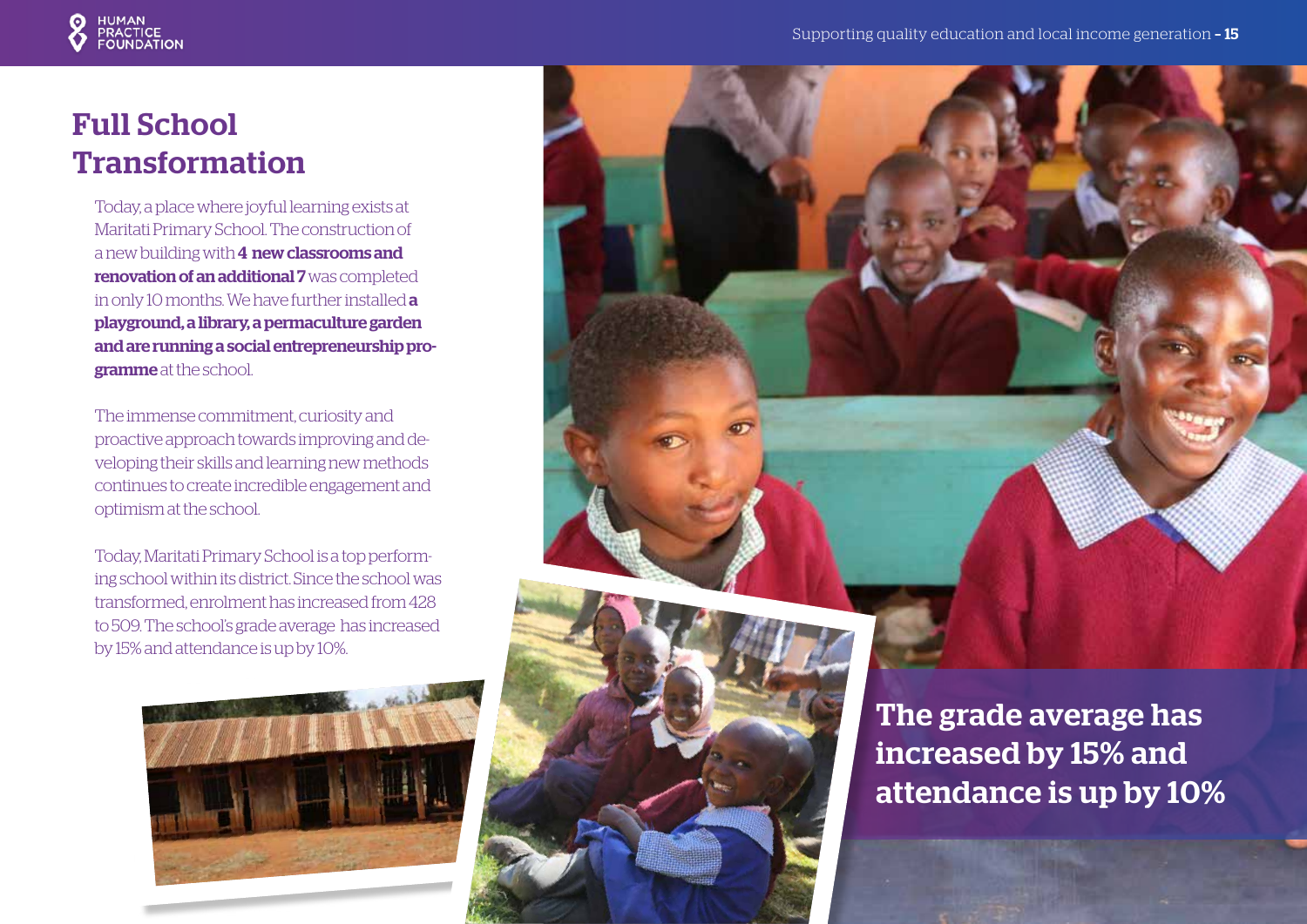# Full School Transformation

Today, a place where joyful learning exists at Maritati Primary School. The construction of a new building with **4 new classrooms and renovation of an additional 7** was completed in only 10 months. We have further installed **a playground, a library, a permaculture garden and are running a social entrepreneurship programme** at the school.

The immense commitment, curiosity and proactive approach towards improving and developing their skills and learning new methods continues to create incredible engagement and optimism at the school.

Today, Maritati Primary School is a top performing school within its district. Since the school was transformed, enrolment has increased from 428 to 509. The school's grade average has increased by 15% and attendance is up by 10%.

**The grade average has increased by 15% and attendance is up by 10%**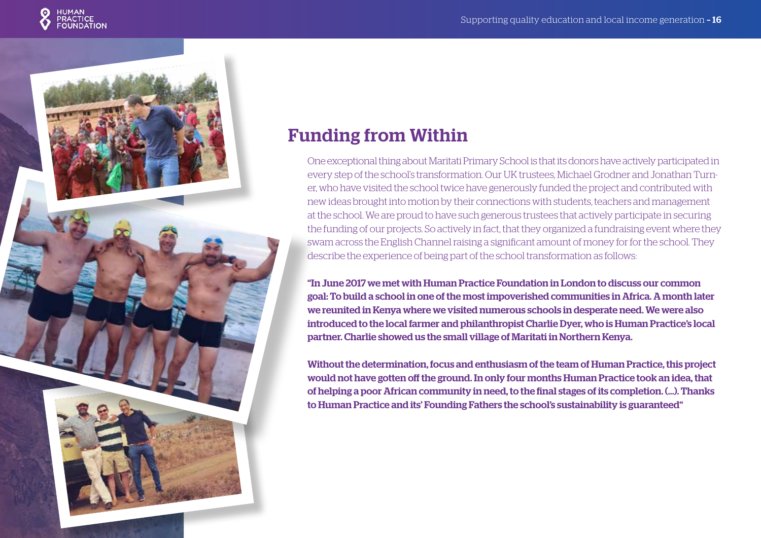## Funding from Within

One exceptional thing about Maritati Primary School is that its donors have actively participated in every step of the school's transformation. Our UK trustees, Michael Grodner and Jonathan Turner, who have visited the school twice have generously funded the project and contributed with new ideas brought into motion by their connections with students, teachers and management at the school. We are proud to have such generous trustees that actively participate in securing the funding of our projects. So actively in fact, that they organized a fundraising event where they swam across the English Channel raising a significant amount of money for for the school. They describe the experience of being part of the school transformation as follows:

**"In June 2017 we met with Human Practice Foundation in London to discuss our common goal: To build a school in one of the most impoverished communities in Africa. A month later we reunited in Kenya where we visited numerous schools in desperate need. We were also introduced to the local farmer and philanthropist Charlie Dyer, who is Human Practice's local partner. Charlie showed us the small village of Maritati in Northern Kenya.**

**Without the determination, focus and enthusiasm of the team of Human Practice, this project would not have gotten off the ground. In only four months Human Practice took an idea, that of helping a poor African community in need, to the final stages of its completion. (...). Thanks to Human Practice and its' Founding Fathers the school's sustainability is guaranteed"**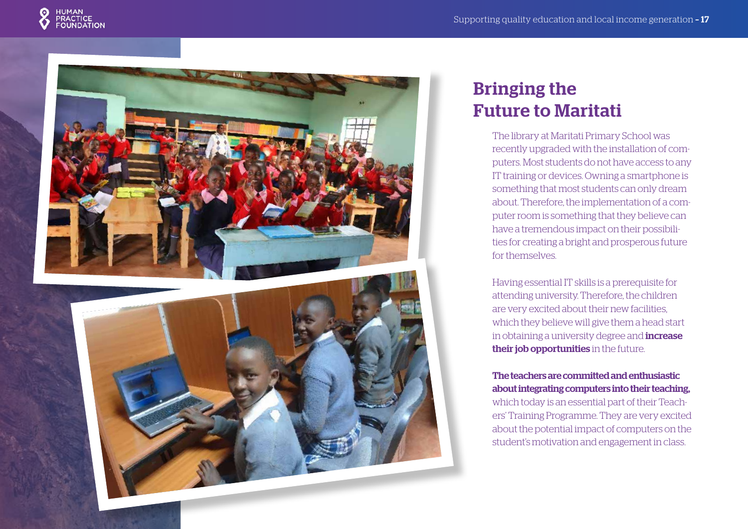# Bringing the Future to Maritati

The library at Maritati Primary School was recently upgraded with the installation of computers. Most students do not have access to any IT training or devices. Owning a smartphone is something that most students can only dream about. Therefore, the implementation of a computer room is something that they believe can have a tremendous impact on their possibilities for creating a bright and prosperous future for themselves.

Having essential IT skills is a prerequisite for attending university. Therefore, the children are very excited about their new facilities, which they believe will give them a head start in obtaining a university degree and **increase their job opportunities** in the future.

**The teachers are committed and enthusiastic about integrating computers into their teaching,** which today is an essential part of their Teachers' Training Programme. They are very excited about the potential impact of computers on the student's motivation and engagement in class.